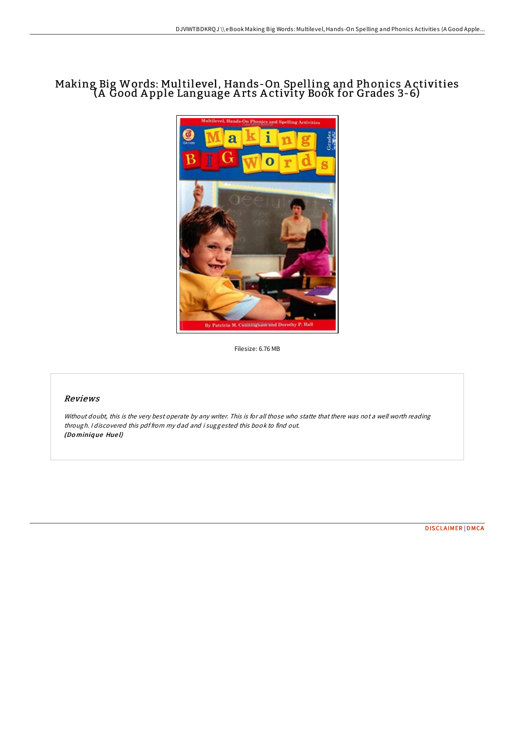# Making Big Words: Multilevel, Hands-On Spelling and Phonics Activities (A Good Apple Language Arts Activity Book for Grades 3-6)

Filesize: 6.76 MB

## *Reviews*

*Without doubt, this is the very best operate by any writer. This is for all those who statte that there was not a well worth reading through. I discovered this pdf from my dad and i suggested this book to find out.*
***(Dominique Huel)***

DISCLAIMER | DMCA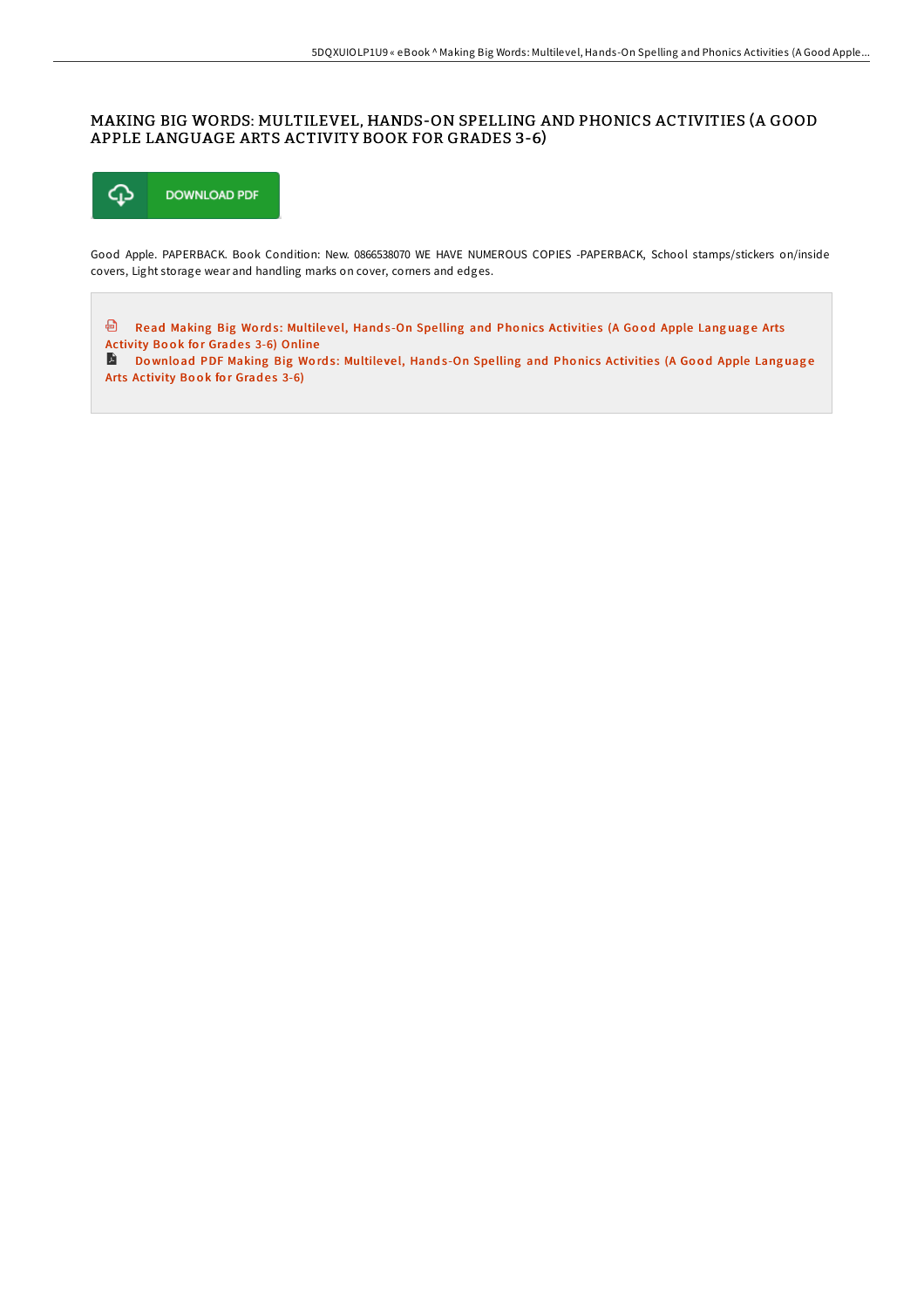# MAKING BIG WORDS: MULTILEVEL, HANDS-ON SPELLING AND PHONICS ACTIVITIES (A GOOD APPLE LANGUAGE ARTS ACTIVITY BOOK FOR GRADES 3-6)

DOWNLOAD PDF

Good Apple. PAPERBACK. Book Condition: New. 0866538070 WE HAVE NUMEROUS COPIES -PAPERBACK, School stamps/stickers on/inside covers, Light storage wear and handling marks on cover, corners and edges.

Read Making Big Words: Multilevel, Hands-On Spelling and Phonics Activities (A Good Apple Language Arts Activity Book for Grades 3-6) Online

Download PDF Making Big Words: Multilevel, Hands-On Spelling and Phonics Activities (A Good Apple Language Arts Activity Book for Grades 3-6)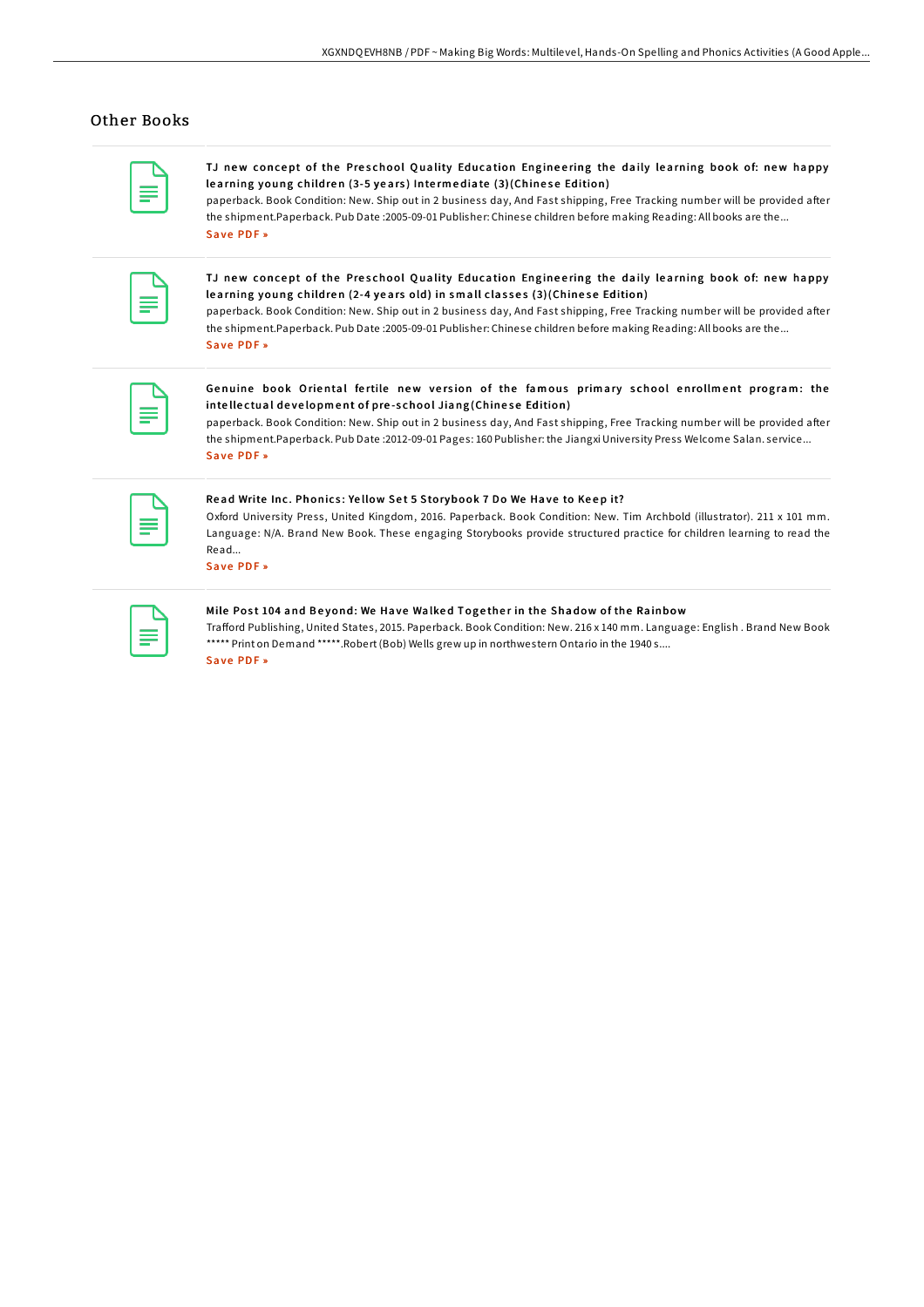## Other Books

**TJ new concept of the Preschool Quality Education Engineering the daily learning book of: new happy learning young children (3-5 years) Intermediate (3)(Chinese Edition)**

paperback. Book Condition: New. Ship out in 2 business day, And Fast shipping, Free Tracking number will be provided after the shipment.Paperback. Pub Date :2005-09-01 Publisher: Chinese children before making Reading: All books are the...

Save PDF »

**TJ new concept of the Preschool Quality Education Engineering the daily learning book of: new happy learning young children (2-4 years old) in small classes (3)(Chinese Edition)**

paperback. Book Condition: New. Ship out in 2 business day, And Fast shipping, Free Tracking number will be provided after the shipment.Paperback. Pub Date :2005-09-01 Publisher: Chinese children before making Reading: All books are the...

Save PDF »

**Genuine book Oriental fertile new version of the famous primary school enrollment program: the intellectual development of pre-school Jiang(Chinese Edition)**

paperback. Book Condition: New. Ship out in 2 business day, And Fast shipping, Free Tracking number will be provided after the shipment.Paperback. Pub Date :2012-09-01 Pages: 160 Publisher: the Jiangxi University Press Welcome Salan. service...

Save PDF »

**Read Write Inc. Phonics: Yellow Set 5 Storybook 7 Do We Have to Keep it?**

Oxford University Press, United Kingdom, 2016. Paperback. Book Condition: New. Tim Archbold (illustrator). 211 x 101 mm. Language: N/A. Brand New Book. These engaging Storybooks provide structured practice for children learning to read the Read...

Save PDF »

**Mile Post 104 and Beyond: We Have Walked Together in the Shadow of the Rainbow**

Trafford Publishing, United States, 2015. Paperback. Book Condition: New. 216 x 140 mm. Language: English . Brand New Book ***** Print on Demand *****.Robert (Bob) Wells grew up in northwestern Ontario in the 1940 s....

Save PDF »